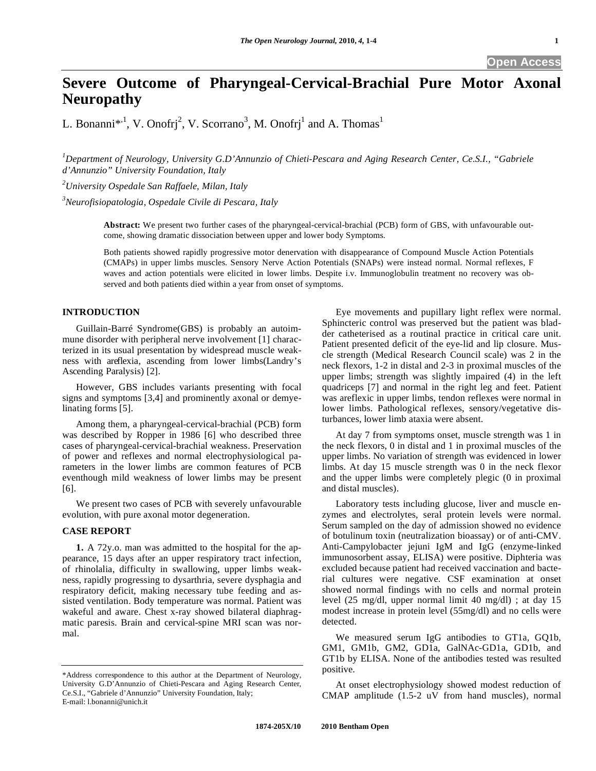# Severe Outcome of Pharyngeal-Cervical-Brachial Pure Motor Axonal Neuropathy

L. Bonanni*[,1], V. Onofrj[2], V. Scorrano[3], M. Onofrj[1] and A. Thomas[1]

[1]*Department of Neurology, University G.D'Annunzio of Chieti-Pescara and Aging Research Center, Ce.S.I., "Gabriele d'Annunzio" University Foundation, Italy*

[2]*University Ospedale San Raffaele, Milan, Italy*

[3]*Neurofisiopatologia, Ospedale Civile di Pescara, Italy*

**Abstract:** We present two further cases of the pharyngeal-cervical-brachial (PCB) form of GBS, with unfavourable outcome, showing dramatic dissociation between upper and lower body Symptoms.

Both patients showed rapidly progressive motor denervation with disappearance of Compound Muscle Action Potentials (CMAPs) in upper limbs muscles. Sensory Nerve Action Potentials (SNAPs) were instead normal. Normal reflexes, F waves and action potentials were elicited in lower limbs. Despite i.v. Immunoglobulin treatment no recovery was observed and both patients died within a year from onset of symptoms.

## INTRODUCTION

Guillain-Barré Syndrome(GBS) is probably an autoimmune disorder with peripheral nerve involvement [1] characterized in its usual presentation by widespread muscle weakness with areflexia, ascending from lower limbs(Landry's Ascending Paralysis) [2].

However, GBS includes variants presenting with focal signs and symptoms [3,4] and prominently axonal or demyelinating forms [5].

Among them, a pharyngeal-cervical-brachial (PCB) form was described by Ropper in 1986 [6] who described three cases of pharyngeal-cervical-brachial weakness. Preservation of power and reflexes and normal electrophysiological parameters in the lower limbs are common features of PCB eventhough mild weakness of lower limbs may be present [6].

We present two cases of PCB with severely unfavourable evolution, with pure axonal motor degeneration.

## CASE REPORT

**1.** A 72y.o. man was admitted to the hospital for the appearance, 15 days after an upper respiratory tract infection, of rhinolalia, difficulty in swallowing, upper limbs weakness, rapidly progressing to dysarthria, severe dysphagia and respiratory deficit, making necessary tube feeding and assisted ventilation. Body temperature was normal. Patient was wakeful and aware. Chest x-ray showed bilateral diaphragmatic paresis. Brain and cervical-spine MRI scan was normal.

Eye movements and pupillary light reflex were normal. Sphincteric control was preserved but the patient was bladder catheterised as a routinal practice in critical care unit. Patient presented deficit of the eye-lid and lip closure. Muscle strength (Medical Research Council scale) was 2 in the neck flexors, 1-2 in distal and 2-3 in proximal muscles of the upper limbs; strength was slightly impaired (4) in the left quadriceps [7] and normal in the right leg and feet. Patient was areflexic in upper limbs, tendon reflexes were normal in lower limbs. Pathological reflexes, sensory/vegetative disturbances, lower limb ataxia were absent.

At day 7 from symptoms onset, muscle strength was 1 in the neck flexors, 0 in distal and 1 in proximal muscles of the upper limbs. No variation of strength was evidenced in lower limbs. At day 15 muscle strength was 0 in the neck flexor and the upper limbs were completely plegic (0 in proximal and distal muscles).

Laboratory tests including glucose, liver and muscle enzymes and electrolytes, seral protein levels were normal. Serum sampled on the day of admission showed no evidence of botulinum toxin (neutralization bioassay) or of anti-CMV. Anti-Campylobacter jejuni IgM and IgG (enzyme-linked immunosorbent assay, ELISA) were positive. Diphteria was excluded because patient had received vaccination and bacterial cultures were negative. CSF examination at onset showed normal findings with no cells and normal protein level (25 mg/dl, upper normal limit 40 mg/dl) ; at day 15 modest increase in protein level (55mg/dl) and no cells were detected.

We measured serum IgG antibodies to GT1a, GQ1b, GM1, GM1b, GM2, GD1a, GalNAc-GD1a, GD1b, and GT1b by ELISA. None of the antibodies tested was resulted positive.

At onset electrophysiology showed modest reduction of CMAP amplitude (1.5-2 uV from hand muscles), normal

*Address correspondence to this author at the Department of Neurology, University G.D'Annunzio of Chieti-Pescara and Aging Research Center, Ce.S.I., "Gabriele d'Annunzio" University Foundation, Italy; E-mail: l.bonanni@unich.it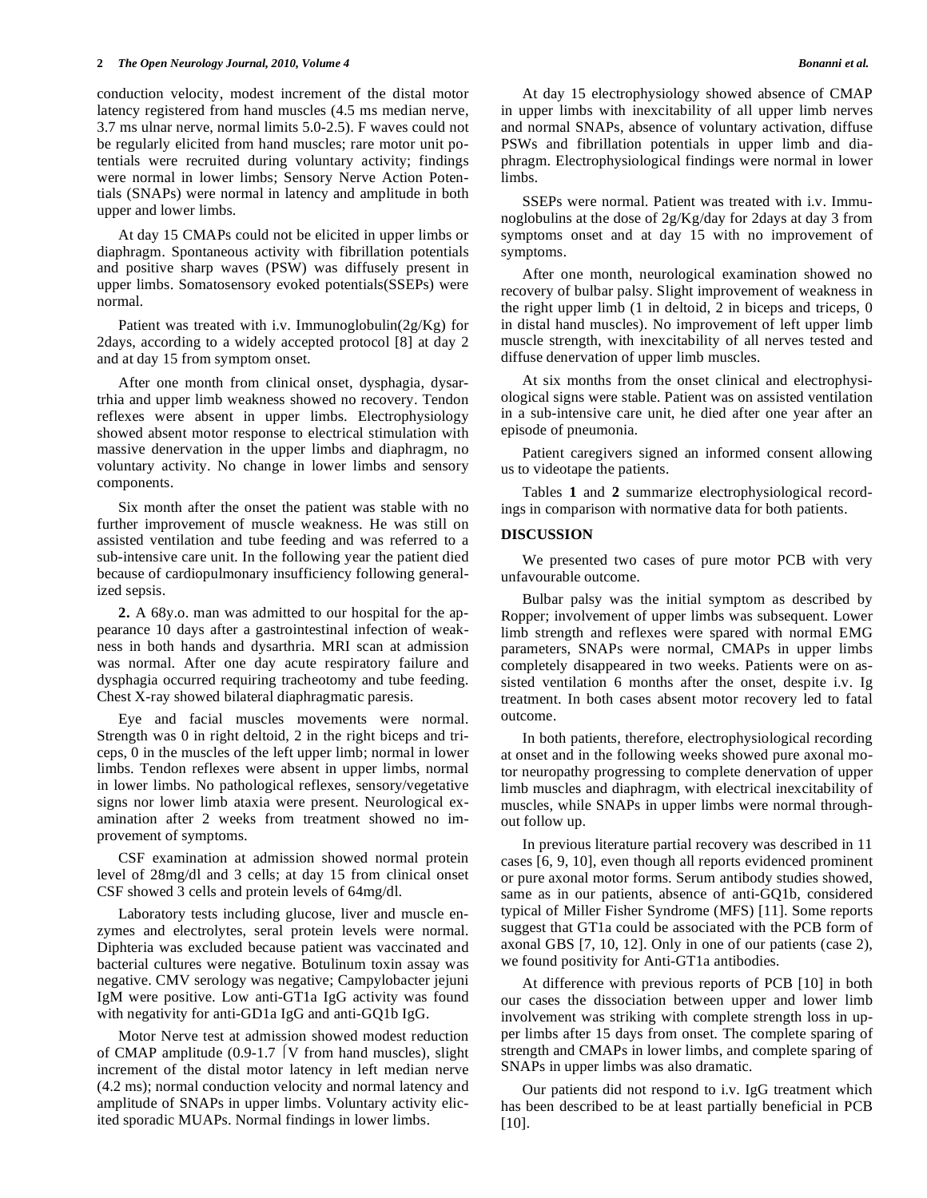conduction velocity, modest increment of the distal motor latency registered from hand muscles (4.5 ms median nerve, 3.7 ms ulnar nerve, normal limits 5.0-2.5). F waves could not be regularly elicited from hand muscles; rare motor unit potentials were recruited during voluntary activity; findings were normal in lower limbs; Sensory Nerve Action Potentials (SNAPs) were normal in latency and amplitude in both upper and lower limbs.

At day 15 CMAPs could not be elicited in upper limbs or diaphragm. Spontaneous activity with fibrillation potentials and positive sharp waves (PSW) was diffusely present in upper limbs. Somatosensory evoked potentials(SSEPs) were normal.

Patient was treated with i.v. Immunoglobulin(2g/Kg) for 2days, according to a widely accepted protocol [8] at day 2 and at day 15 from symptom onset.

After one month from clinical onset, dysphagia, dysartrhia and upper limb weakness showed no recovery. Tendon reflexes were absent in upper limbs. Electrophysiology showed absent motor response to electrical stimulation with massive denervation in the upper limbs and diaphragm, no voluntary activity. No change in lower limbs and sensory components.

Six month after the onset the patient was stable with no further improvement of muscle weakness. He was still on assisted ventilation and tube feeding and was referred to a sub-intensive care unit. In the following year the patient died because of cardiopulmonary insufficiency following generalized sepsis.

**2.** A 68y.o. man was admitted to our hospital for the appearance 10 days after a gastrointestinal infection of weakness in both hands and dysarthria. MRI scan at admission was normal. After one day acute respiratory failure and dysphagia occurred requiring tracheotomy and tube feeding. Chest X-ray showed bilateral diaphragmatic paresis.

Eye and facial muscles movements were normal. Strength was 0 in right deltoid, 2 in the right biceps and triceps, 0 in the muscles of the left upper limb; normal in lower limbs. Tendon reflexes were absent in upper limbs, normal in lower limbs. No pathological reflexes, sensory/vegetative signs nor lower limb ataxia were present. Neurological examination after 2 weeks from treatment showed no improvement of symptoms.

CSF examination at admission showed normal protein level of 28mg/dl and 3 cells; at day 15 from clinical onset CSF showed 3 cells and protein levels of 64mg/dl.

Laboratory tests including glucose, liver and muscle enzymes and electrolytes, seral protein levels were normal. Diphteria was excluded because patient was vaccinated and bacterial cultures were negative. Botulinum toxin assay was negative. CMV serology was negative; Campylobacter jejuni IgM were positive. Low anti-GT1a IgG activity was found with negativity for anti-GD1a IgG and anti-GQ1b IgG.

Motor Nerve test at admission showed modest reduction of CMAP amplitude (0.9-1.7 $\mu$V from hand muscles), slight increment of the distal motor latency in left median nerve (4.2 ms); normal conduction velocity and normal latency and amplitude of SNAPs in upper limbs. Voluntary activity elicited sporadic MUAPs. Normal findings in lower limbs.

At day 15 electrophysiology showed absence of CMAP in upper limbs with inexcitability of all upper limb nerves and normal SNAPs, absence of voluntary activation, diffuse PSWs and fibrillation potentials in upper limb and diaphragm. Electrophysiological findings were normal in lower limbs.

SSEPs were normal. Patient was treated with i.v. Immunoglobulins at the dose of 2g/Kg/day for 2days at day 3 from symptoms onset and at day 15 with no improvement of symptoms.

After one month, neurological examination showed no recovery of bulbar palsy. Slight improvement of weakness in the right upper limb (1 in deltoid, 2 in biceps and triceps, 0 in distal hand muscles). No improvement of left upper limb muscle strength, with inexcitability of all nerves tested and diffuse denervation of upper limb muscles.

At six months from the onset clinical and electrophysiological signs were stable. Patient was on assisted ventilation in a sub-intensive care unit, he died after one year after an episode of pneumonia.

Patient caregivers signed an informed consent allowing us to videotape the patients.

Tables **1** and **2** summarize electrophysiological recordings in comparison with normative data for both patients.

## DISCUSSION

We presented two cases of pure motor PCB with very unfavourable outcome.

Bulbar palsy was the initial symptom as described by Ropper; involvement of upper limbs was subsequent. Lower limb strength and reflexes were spared with normal EMG parameters, SNAPs were normal, CMAPs in upper limbs completely disappeared in two weeks. Patients were on assisted ventilation 6 months after the onset, despite i.v. Ig treatment. In both cases absent motor recovery led to fatal outcome.

In both patients, therefore, electrophysiological recording at onset and in the following weeks showed pure axonal motor neuropathy progressing to complete denervation of upper limb muscles and diaphragm, with electrical inexcitability of muscles, while SNAPs in upper limbs were normal throughout follow up.

In previous literature partial recovery was described in 11 cases [6, 9, 10], even though all reports evidenced prominent or pure axonal motor forms. Serum antibody studies showed, same as in our patients, absence of anti-GQ1b, considered typical of Miller Fisher Syndrome (MFS) [11]. Some reports suggest that GT1a could be associated with the PCB form of axonal GBS [7, 10, 12]. Only in one of our patients (case 2), we found positivity for Anti-GT1a antibodies.

At difference with previous reports of PCB [10] in both our cases the dissociation between upper and lower limb involvement was striking with complete strength loss in upper limbs after 15 days from onset. The complete sparing of strength and CMAPs in lower limbs, and complete sparing of SNAPs in upper limbs was also dramatic.

Our patients did not respond to i.v. IgG treatment which has been described to be at least partially beneficial in PCB [10].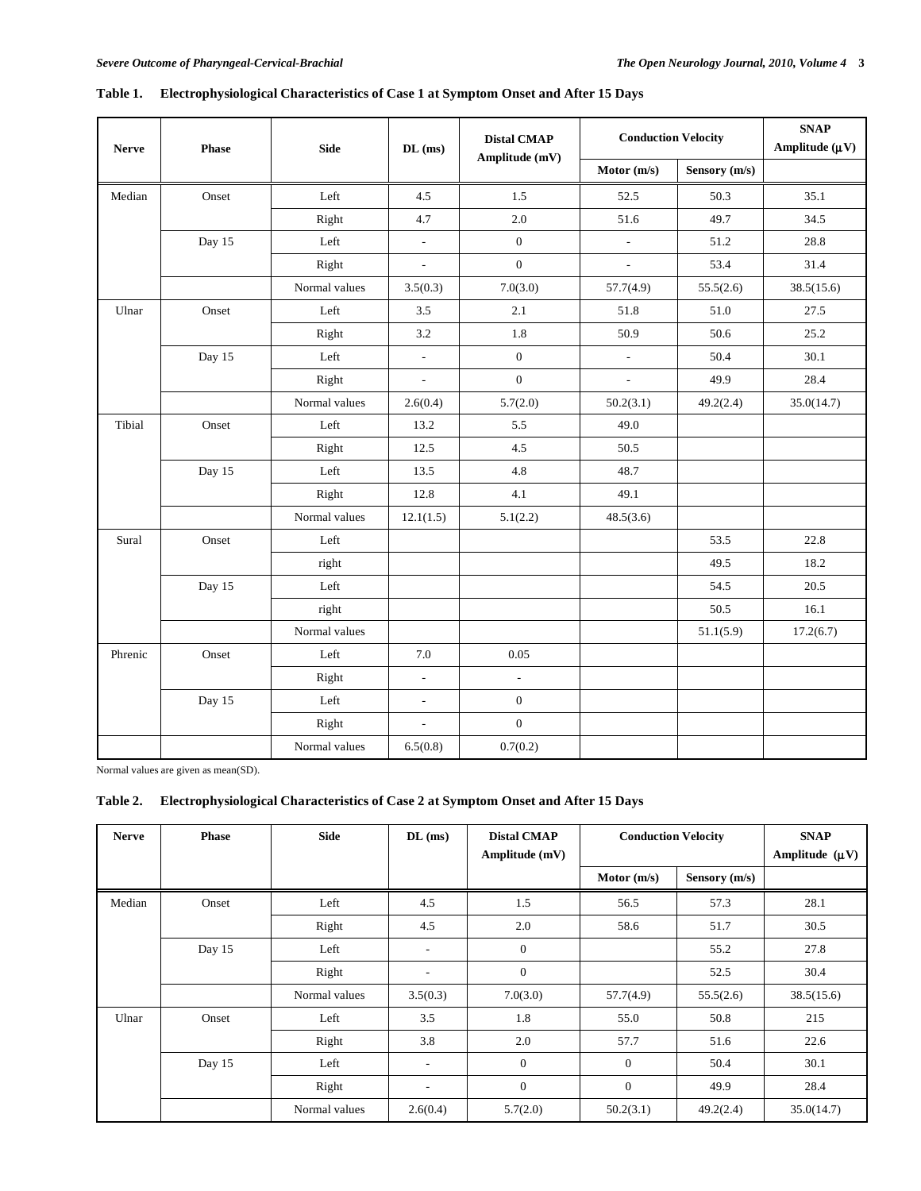**Table 1. Electrophysiological Characteristics of Case 1 at Symptom Onset and After 15 Days**

| Nerve | Phase | Side | DL (ms) | Distal CMAP Amplitude (mV) | Conduction Velocity | | SNAP Amplitude (μV) |
|---|---|---|---|---|---|---|---|
| | | | | | Motor (m/s) | Sensory (m/s) | |
| Median | Onset | Left | 4.5 | 1.5 | 52.5 | 50.3 | 35.1 |
| | | Right | 4.7 | 2.0 | 51.6 | 49.7 | 34.5 |
| | Day 15 | Left | - | 0 | - | 51.2 | 28.8 |
| | | Right | - | 0 | - | 53.4 | 31.4 |
| | | Normal values | 3.5(0.3) | 7.0(3.0) | 57.7(4.9) | 55.5(2.6) | 38.5(15.6) |
| Ulnar | Onset | Left | 3.5 | 2.1 | 51.8 | 51.0 | 27.5 |
| | | Right | 3.2 | 1.8 | 50.9 | 50.6 | 25.2 |
| | Day 15 | Left | - | 0 | - | 50.4 | 30.1 |
| | | Right | - | 0 | - | 49.9 | 28.4 |
| | | Normal values | 2.6(0.4) | 5.7(2.0) | 50.2(3.1) | 49.2(2.4) | 35.0(14.7) |
| Tibial | Onset | Left | 13.2 | 5.5 | 49.0 | | |
| | | Right | 12.5 | 4.5 | 50.5 | | |
| | Day 15 | Left | 13.5 | 4.8 | 48.7 | | |
| | | Right | 12.8 | 4.1 | 49.1 | | |
| | | Normal values | 12.1(1.5) | 5.1(2.2) | 48.5(3.6) | | |
| Sural | Onset | Left | | | | 53.5 | 22.8 |
| | | right | | | | 49.5 | 18.2 |
| | Day 15 | Left | | | | 54.5 | 20.5 |
| | | right | | | | 50.5 | 16.1 |
| | | Normal values | | | | 51.1(5.9) | 17.2(6.7) |
| Phrenic | Onset | Left | 7.0 | 0.05 | | | |
| | | Right | - | - | | | |
| | Day 15 | Left | - | 0 | | | |
| | | Right | - | 0 | | | |
| | | Normal values | 6.5(0.8) | 0.7(0.2) | | | |

Normal values are given as mean(SD).

**Table 2. Electrophysiological Characteristics of Case 2 at Symptom Onset and After 15 Days**

| Nerve | Phase | Side | DL (ms) | Distal CMAP Amplitude (mV) | Conduction Velocity | | SNAP Amplitude (μV) |
|---|---|---|---|---|---|---|---|
| | | | | | Motor (m/s) | Sensory (m/s) | |
| Median | Onset | Left | 4.5 | 1.5 | 56.5 | 57.3 | 28.1 |
| | | Right | 4.5 | 2.0 | 58.6 | 51.7 | 30.5 |
| | Day 15 | Left | - | 0 | | 55.2 | 27.8 |
| | | Right | - | 0 | | 52.5 | 30.4 |
| | | Normal values | 3.5(0.3) | 7.0(3.0) | 57.7(4.9) | 55.5(2.6) | 38.5(15.6) |
| Ulnar | Onset | Left | 3.5 | 1.8 | 55.0 | 50.8 | 215 |
| | | Right | 3.8 | 2.0 | 57.7 | 51.6 | 22.6 |
| | Day 15 | Left | - | 0 | 0 | 50.4 | 30.1 |
| | | Right | - | 0 | 0 | 49.9 | 28.4 |
| | | Normal values | 2.6(0.4) | 5.7(2.0) | 50.2(3.1) | 49.2(2.4) | 35.0(14.7) |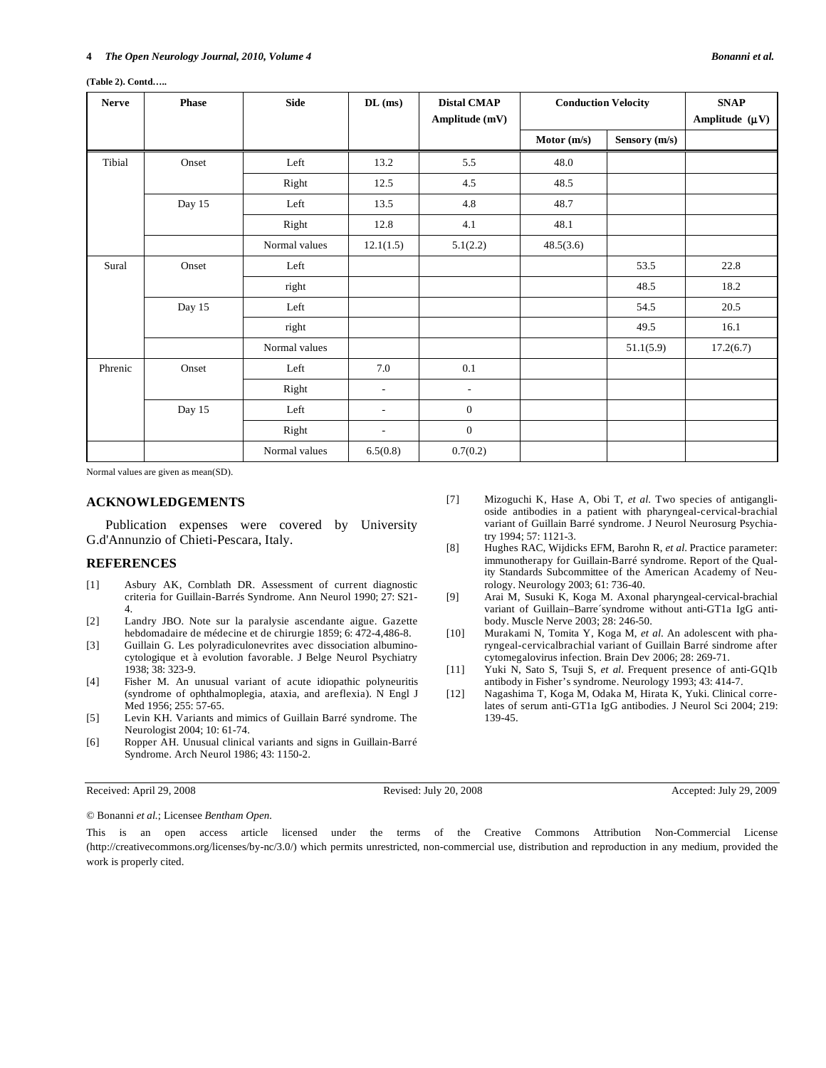**(Table 2). Contd…..**

| Nerve | Phase | Side | DL (ms) | Distal CMAP Amplitude (mV) | Conduction Velocity | | SNAP Amplitude (μV) |
|---|---|---|---|---|---|---|---|
| | | | | | Motor (m/s) | Sensory (m/s) | |
| Tibial | Onset | Left | 13.2 | 5.5 | 48.0 | | |
| | | Right | 12.5 | 4.5 | 48.5 | | |
| | Day 15 | Left | 13.5 | 4.8 | 48.7 | | |
| | | Right | 12.8 | 4.1 | 48.1 | | |
| | | Normal values | 12.1(1.5) | 5.1(2.2) | 48.5(3.6) | | |
| Sural | Onset | Left | | | | 53.5 | 22.8 |
| | | right | | | | 48.5 | 18.2 |
| | Day 15 | Left | | | | 54.5 | 20.5 |
| | | right | | | | 49.5 | 16.1 |
| | | Normal values | | | | 51.1(5.9) | 17.2(6.7) |
| Phrenic | Onset | Left | 7.0 | 0.1 | | | |
| | | Right | - | - | | | |
| | Day 15 | Left | - | 0 | | | |
| | | Right | - | 0 | | | |
| | | Normal values | 6.5(0.8) | 0.7(0.2) | | | |

Normal values are given as mean(SD).

## ACKNOWLEDGEMENTS

Publication expenses were covered by University G.d'Annunzio of Chieti-Pescara, Italy.

## REFERENCES

[1] Asbury AK, Cornblath DR. Assessment of current diagnostic criteria for Guillain-Barrés Syndrome. Ann Neurol 1990; 27: S21-4.

[2] Landry JBO. Note sur la paralysie ascendante aigue. Gazette hebdomadaire de médecine et de chirurgie 1859; 6: 472-4,486-8.

[3] Guillain G. Les polyradiculonevrites avec dissociation albumino-cytologique et à evolution favorable. J Belge Neurol Psychiatry 1938; 38: 323-9.

[4] Fisher M. An unusual variant of acute idiopathic polyneuritis (syndrome of ophthalmoplegia, ataxia, and areflexia). N Engl J Med 1956; 255: 57-65.

[5] Levin KH. Variants and mimics of Guillain Barré syndrome. The Neurologist 2004; 10: 61-74.

[6] Ropper AH. Unusual clinical variants and signs in Guillain-Barré Syndrome. Arch Neurol 1986; 43: 1150-2.

[7] Mizoguchi K, Hase A, Obi T, *et al.* Two species of antiganglioside antibodies in a patient with pharyngeal-cervical-brachial variant of Guillain Barré syndrome. J Neurol Neurosurg Psychiatry 1994; 57: 1121-3.

[8] Hughes RAC, Wijdicks EFM, Barohn R, *et al.* Practice parameter: immunotherapy for Guillain-Barré syndrome. Report of the Quality Standards Subcommittee of the American Academy of Neurology. Neurology 2003; 61: 736-40.

[9] Arai M, Susuki K, Koga M. Axonal pharyngeal-cervical-brachial variant of Guillain–Barre´syndrome without anti-GT1a IgG antibody. Muscle Nerve 2003; 28: 246-50.

[10] Murakami N, Tomita Y, Koga M, *et al.* An adolescent with pharyngeal-cervicalbrachial variant of Guillain Barré sindrome after cytomegalovirus infection. Brain Dev 2006; 28: 269-71.

[11] Yuki N, Sato S, Tsuji S, *et al.* Frequent presence of anti-GQ1b antibody in Fisher's syndrome. Neurology 1993; 43: 414-7.

[12] Nagashima T, Koga M, Odaka M, Hirata K, Yuki. Clinical correlates of serum anti-GT1a IgG antibodies. J Neurol Sci 2004; 219: 139-45.

Received: April 29, 2008 Revised: July 20, 2008 Accepted: July 29, 2009

© Bonanni *et al.*; Licensee *Bentham Open.*

This is an open access article licensed under the terms of the Creative Commons Attribution Non-Commercial License (http://creativecommons.org/licenses/by-nc/3.0/) which permits unrestricted, non-commercial use, distribution and reproduction in any medium, provided the work is properly cited.